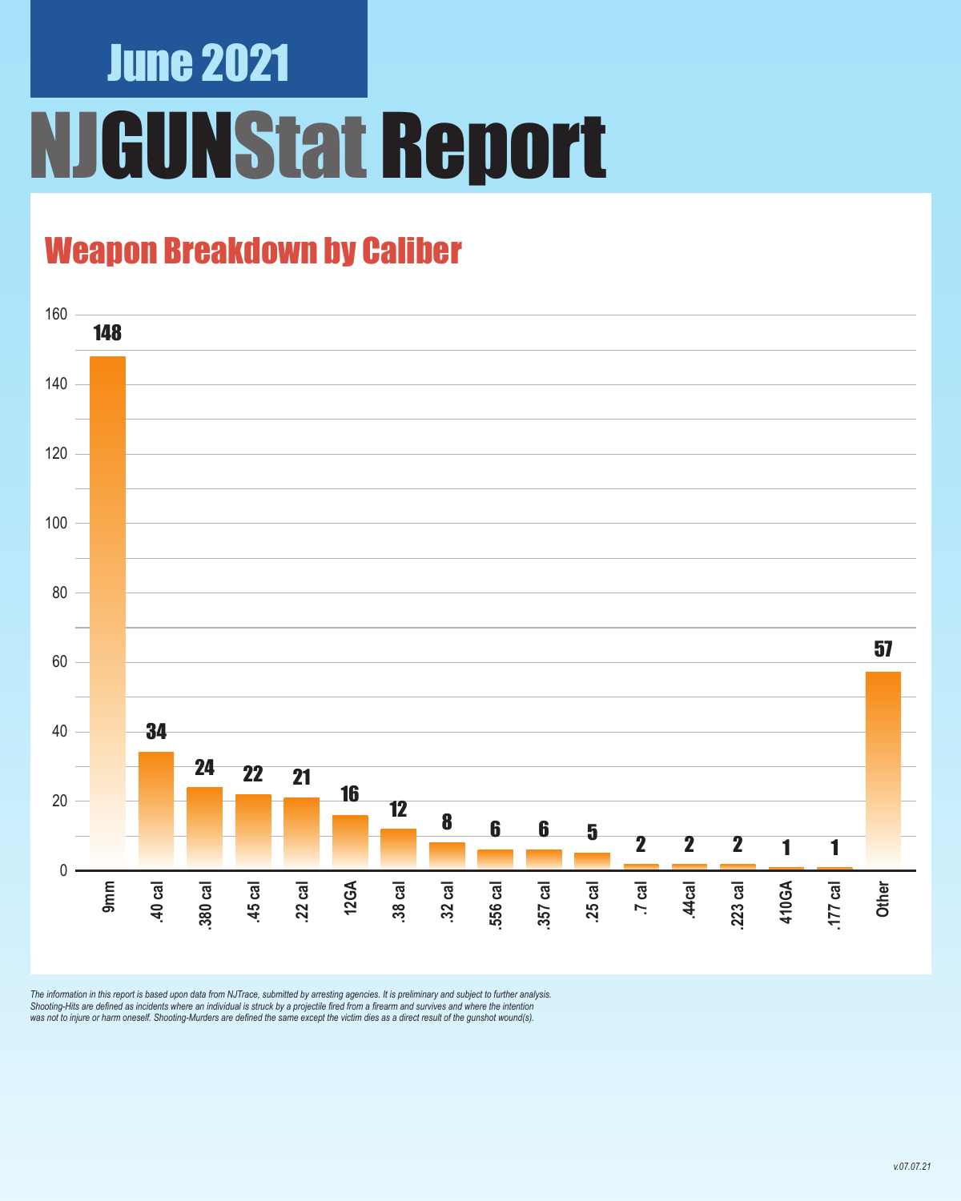# June 2021

# NJGUNStat Report

## Weapon Breakdown by Caliber

| Caliber | Count |
|---|---|
| 9mm | 148 |
| .40 cal | 34 |
| .380 cal | 24 |
| .45 cal | 22 |
| .22 cal | 21 |
| 12GA | 16 |
| .38 cal | 12 |
| .32 cal | 8 |
| .556 cal | 6 |
| .357 cal | 6 |
| .25 cal | 5 |
| .7 cal | 2 |
| .44cal | 2 |
| .223 cal | 2 |
| 410GA | 1 |
| .177 cal | 1 |
| Other | 57 |

*The information in this report is based upon data from NJTrace, submitted by arresting agencies. It is preliminary and subject to further analysis. Shooting-Hits are defined as incidents where an individual is struck by a projectile fired from a firearm and survives and where the intention was not to injure or harm oneself. Shooting-Murders are defined the same except the victim dies as a direct result of the gunshot wound(s).*

v.07.07.21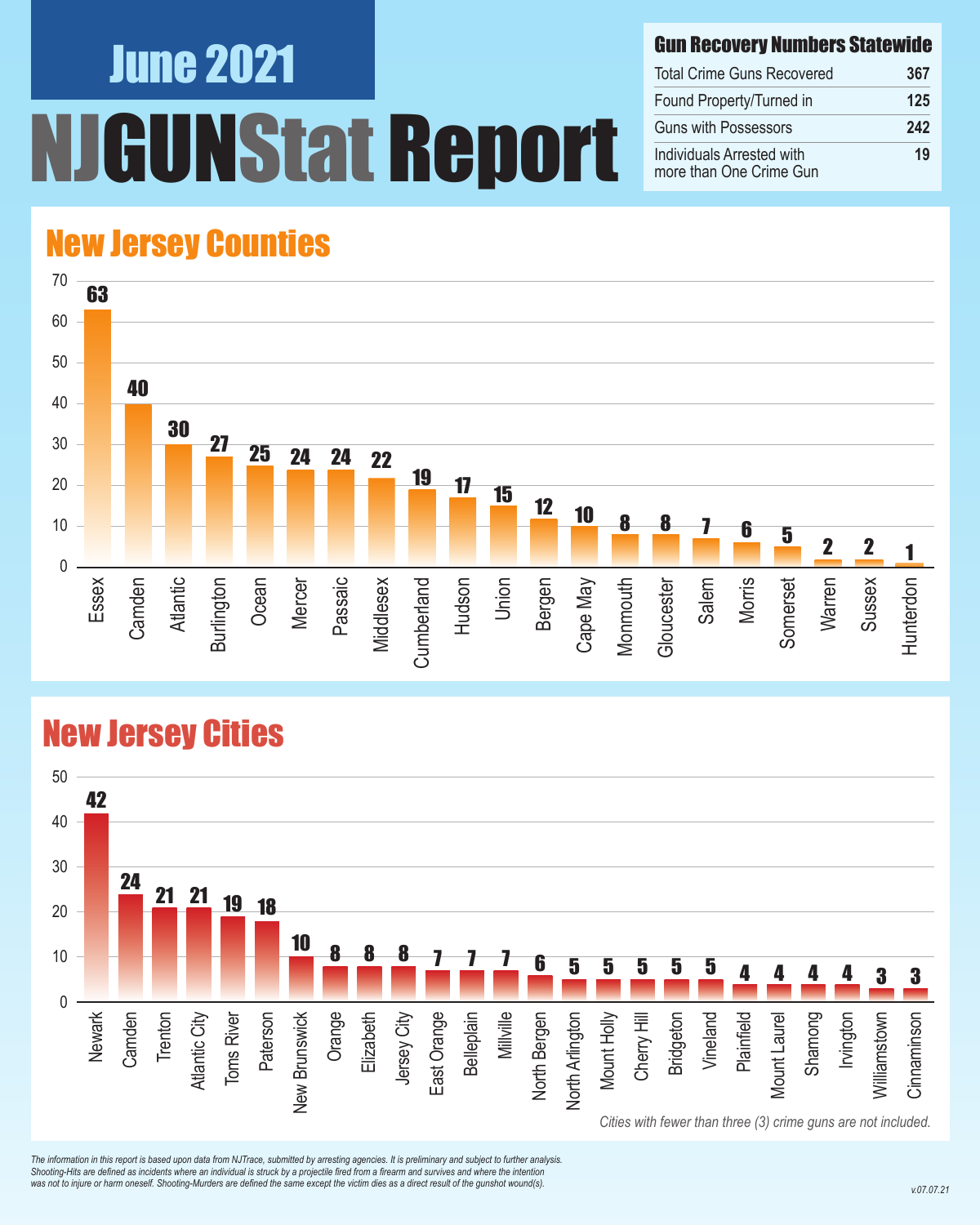# June 2021

# NJGUNStat Report

## Gun Recovery Numbers Statewide

| | |
|---|---|
| Total Crime Guns Recovered | 367 |
| Found Property/Turned in | 125 |
| Guns with Possessors | 242 |
| Individuals Arrested with more than One Crime Gun | 19 |

## New Jersey Counties

| County | Crime Guns |
|---|---|
| Essex | 63 |
| Camden | 40 |
| Atlantic | 30 |
| Burlington | 27 |
| Ocean | 25 |
| Mercer | 24 |
| Passaic | 24 |
| Middlesex | 22 |
| Cumberland | 19 |
| Hudson | 17 |
| Union | 15 |
| Bergen | 12 |
| Cape May | 10 |
| Monmouth | 8 |
| Gloucester | 8 |
| Salem | 7 |
| Morris | 6 |
| Somerset | 5 |
| Warren | 2 |
| Sussex | 2 |
| Hunterdon | 1 |

## New Jersey Cities

| City | Crime Guns |
|---|---|
| Newark | 42 |
| Camden | 24 |
| Trenton | 21 |
| Atlantic City | 21 |
| Toms River | 19 |
| Paterson | 18 |
| New Brunswick | 10 |
| Orange | 8 |
| Elizabeth | 8 |
| Jersey City | 8 |
| East Orange | 7 |
| Belleplain | 7 |
| Millville | 7 |
| North Bergen | 6 |
| North Arlington | 5 |
| Mount Holly | 5 |
| Cherry Hill | 5 |
| Bridgeton | 5 |
| Vineland | 5 |
| Plainfield | 4 |
| Mount Laurel | 4 |
| Shamong | 4 |
| Irvington | 4 |
| Williamstown | 3 |
| Cinnaminson | 3 |

*Cities with fewer than three (3) crime guns are not included.*

*The information in this report is based upon data from NJTrace, submitted by arresting agencies. It is preliminary and subject to further analysis. Shooting-Hits are defined as incidents where an individual is struck by a projectile fired from a firearm and survives and where the intention was not to injure or harm oneself. Shooting-Murders are defined the same except the victim dies as a direct result of the gunshot wound(s).*

v.07.07.21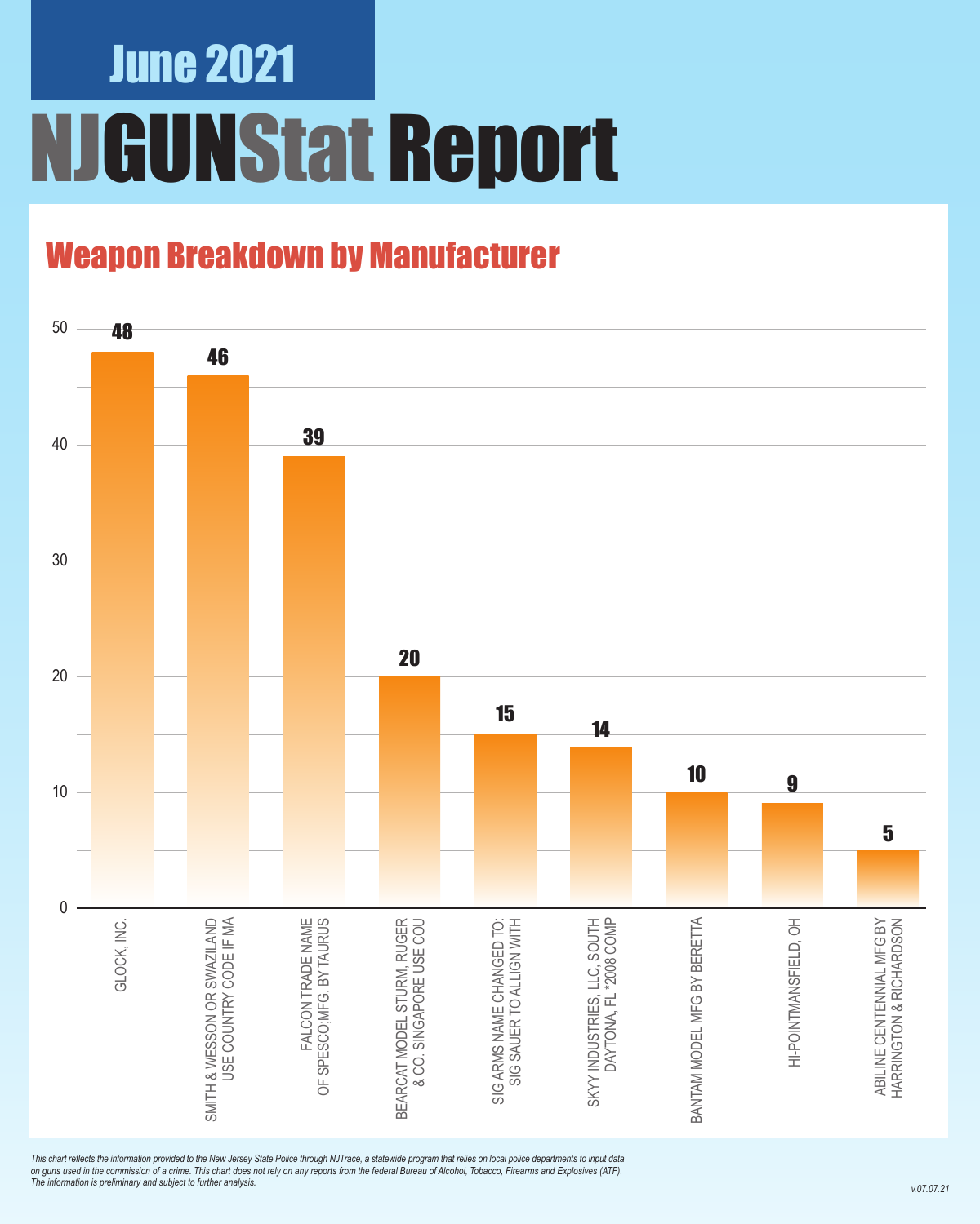# June 2021

# NJGUNStat Report

## Weapon Breakdown by Manufacturer

| Manufacturer | Count |
| --- | --- |
| GLOCK, INC. | 48 |
| SMITH & WESSON OR SWAZILAND USE COUNTRY CODE IF MA | 46 |
| FALCON TRADE NAME OF SPESCO;MFG. BY TAURUS | 39 |
| BEARCAT MODEL STURM, RUGER & CO. SINGAPORE USE COU | 20 |
| SIG ARMS NAME CHANGED TO: SIG SAUER TO ALLIGN WITH | 15 |
| SKYY INDUSTRIES, LLC, SOUTH DAYTONA, FL *2008 COMP | 14 |
| BANTAM MODEL MFG BY BERETTA | 10 |
| HI-POINTMANSFIELD, OH | 9 |
| ABILINE CENTENNIAL MFG BY HARRINGTON & RICHARDSON | 5 |

*This chart reflects the information provided to the New Jersey State Police through NJTrace, a statewide program that relies on local police departments to input data on guns used in the commission of a crime. This chart does not rely on any reports from the federal Bureau of Alcohol, Tobacco, Firearms and Explosives (ATF). The information is preliminary and subject to further analysis.*

v.07.07.21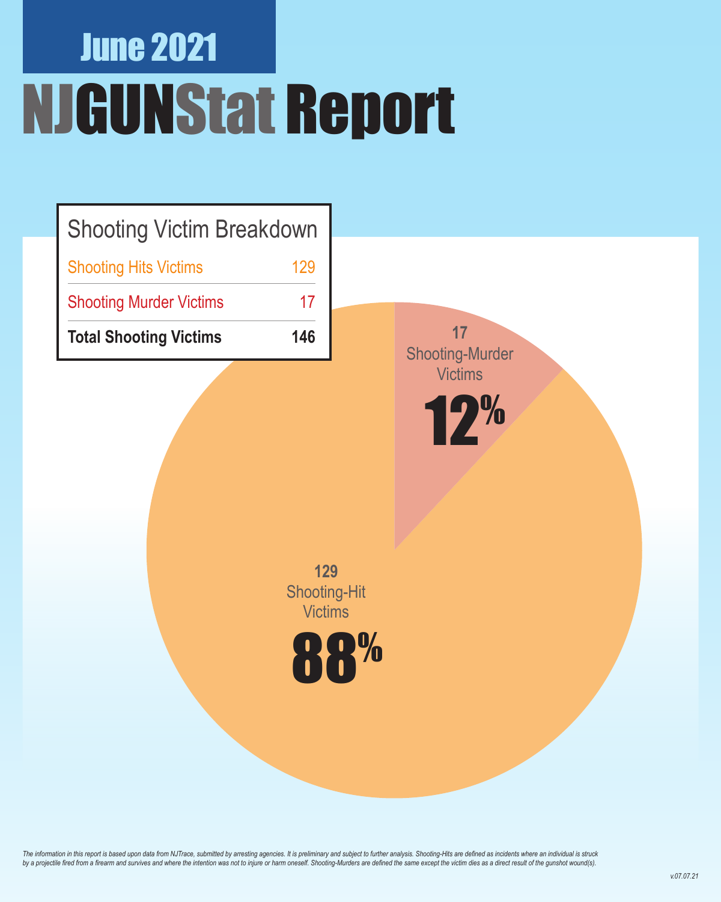June 2021

# NJGUNStat Report

## Shooting Victim Breakdown

| | |
|---|---|
| Shooting Hits Victims | 129 |
| Shooting Murder Victims | 17 |
| **Total Shooting Victims** | **146** |

17
Shooting-Murder Victims
12%

129
Shooting-Hit Victims
88%

*The information in this report is based upon data from NJTrace, submitted by arresting agencies. It is preliminary and subject to further analysis. Shooting-Hits are defined as incidents where an individual is struck by a projectile fired from a firearm and survives and where the intention was not to injure or harm oneself. Shooting-Murders are defined the same except the victim dies as a direct result of the gunshot wound(s).*

*v.07.07.21*